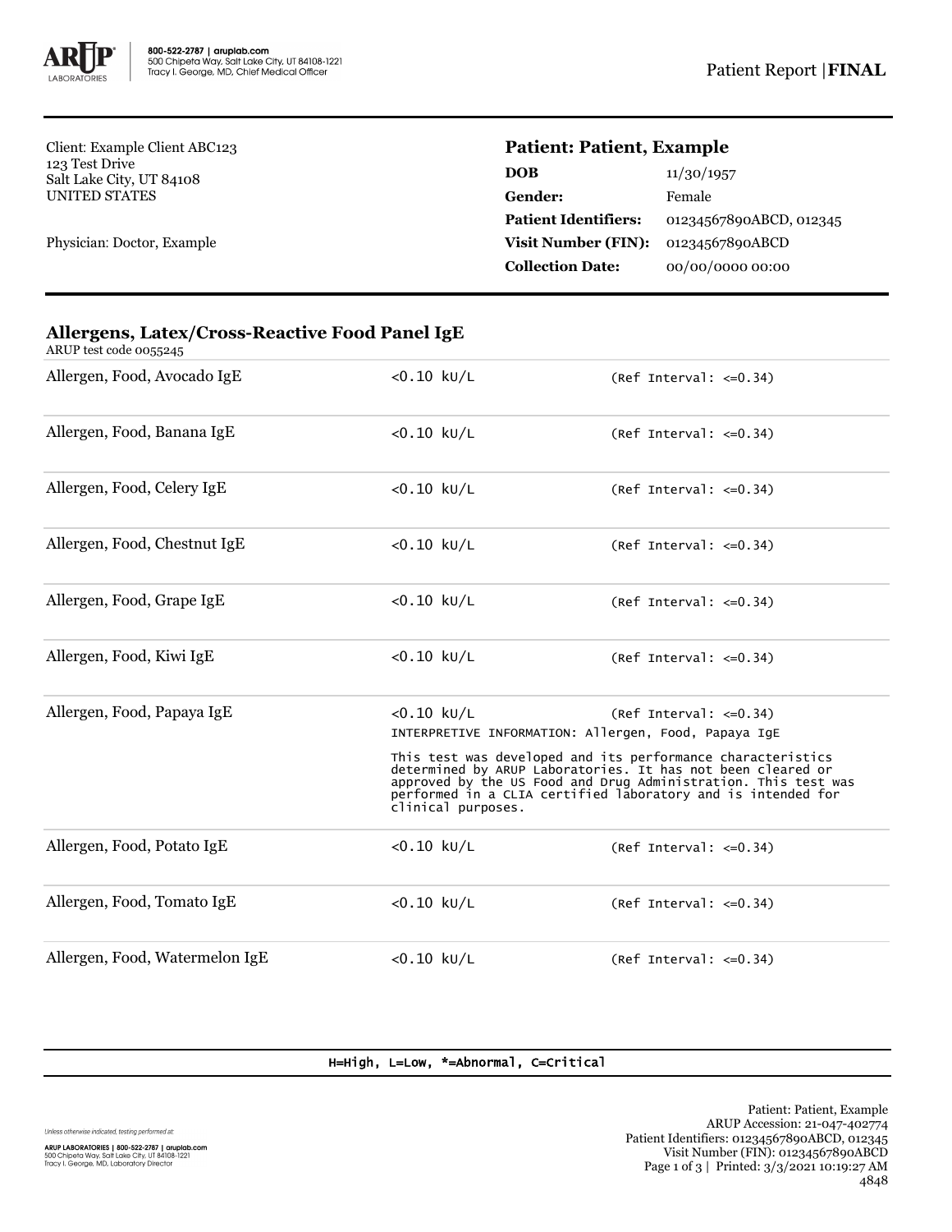Patient Report |**FINAL**

Client: Example Client ABC123
123 Test Drive
Salt Lake City, UT 84108
UNITED STATES

Physician: Doctor, Example

**Patient: Patient, Example**

| | |
|---|---|
| **DOB** | 11/30/1957 |
| **Gender:** | Female |
| **Patient Identifiers:** | 01234567890ABCD, 012345 |
| **Visit Number (FIN):** | 01234567890ABCD |
| **Collection Date:** | 00/00/0000 00:00 |

## Allergens, Latex/Cross-Reactive Food Panel IgE

ARUP test code 0055245

| Test | Result | Reference |
|---|---|---|
| Allergen, Food, Avocado IgE | <0.10 kU/L | (Ref Interval: <=0.34) |
| Allergen, Food, Banana IgE | <0.10 kU/L | (Ref Interval: <=0.34) |
| Allergen, Food, Celery IgE | <0.10 kU/L | (Ref Interval: <=0.34) |
| Allergen, Food, Chestnut IgE | <0.10 kU/L | (Ref Interval: <=0.34) |
| Allergen, Food, Grape IgE | <0.10 kU/L | (Ref Interval: <=0.34) |
| Allergen, Food, Kiwi IgE | <0.10 kU/L | (Ref Interval: <=0.34) |
| Allergen, Food, Papaya IgE | <0.10 kU/L | (Ref Interval: <=0.34) |

INTERPRETIVE INFORMATION: Allergen, Food, Papaya IgE

This test was developed and its performance characteristics determined by ARUP Laboratories. It has not been cleared or approved by the US Food and Drug Administration. This test was performed in a CLIA certified laboratory and is intended for clinical purposes.

| Test | Result | Reference |
|---|---|---|
| Allergen, Food, Potato IgE | <0.10 kU/L | (Ref Interval: <=0.34) |
| Allergen, Food, Tomato IgE | <0.10 kU/L | (Ref Interval: <=0.34) |
| Allergen, Food, Watermelon IgE | <0.10 kU/L | (Ref Interval: <=0.34) |

H=High, L=Low, *=Abnormal, C=Critical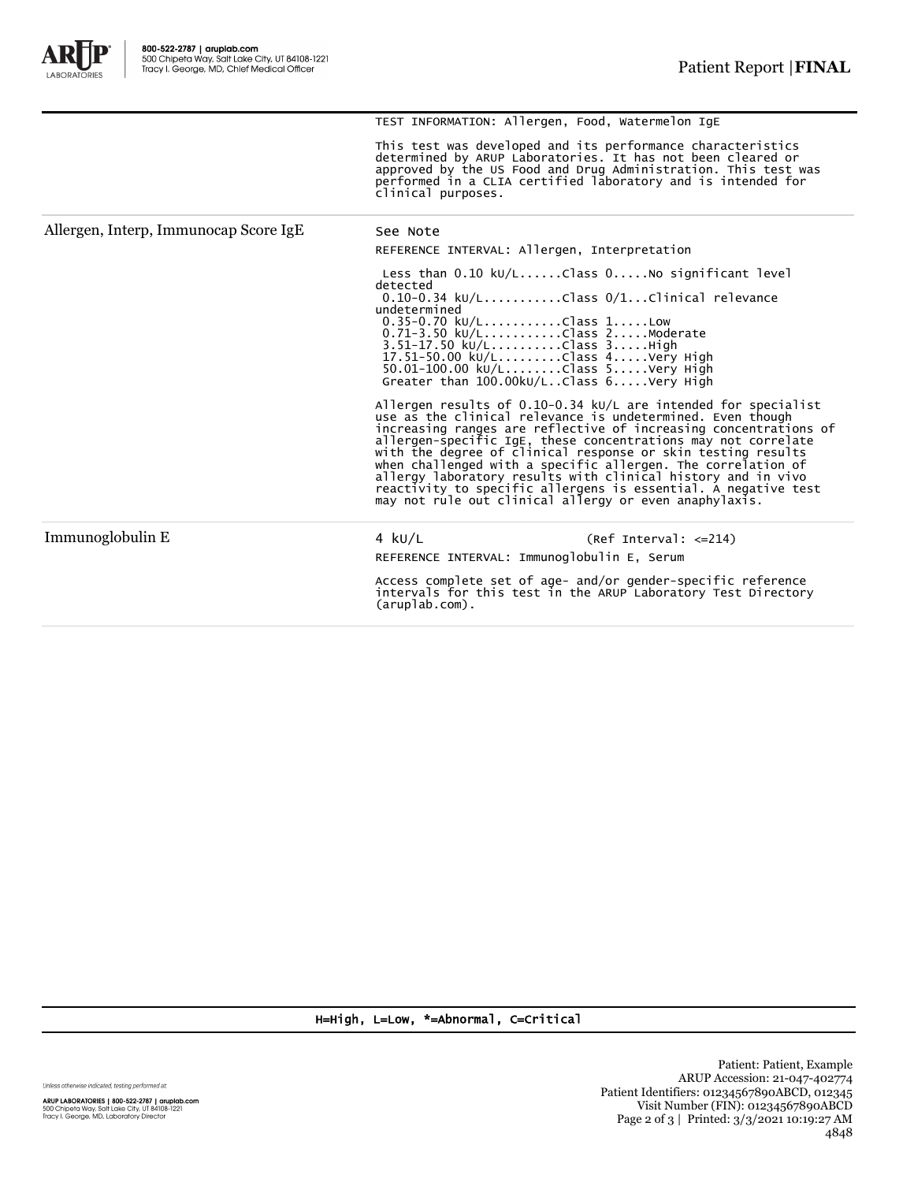| | |
|---|---|
| | TEST INFORMATION: Allergen, Food, Watermelon IgE<br><br>This test was developed and its performance characteristics determined by ARUP Laboratories. It has not been cleared or approved by the US Food and Drug Administration. This test was performed in a CLIA certified laboratory and is intended for clinical purposes. |
| Allergen, Interp, Immunocap Score IgE | See Note<br><br>REFERENCE INTERVAL: Allergen, Interpretation<br><br>Less than 0.10 kU/L......Class 0.....No significant level detected<br>0.10-0.34 kU/L..........Class 0/1...Clinical relevance undetermined<br>0.35-0.70 kU/L..........Class 1.....Low<br>0.71-3.50 kU/L..........Class 2.....Moderate<br>3.51-17.50 kU/L.........Class 3.....High<br>17.51-50.00 kU/L........Class 4.....Very High<br>50.01-100.00 kU/L.......Class 5.....Very High<br>Greater than 100.00kU/L..Class 6.....Very High<br><br>Allergen results of 0.10-0.34 kU/L are intended for specialist use as the clinical relevance is undetermined. Even though increasing ranges are reflective of increasing concentrations of allergen-specific IgE, these concentrations may not correlate with the degree of clinical response or skin testing results when challenged with a specific allergen. The correlation of allergy laboratory results with clinical history and in vivo reactivity to specific allergens is essential. A negative test may not rule out clinical allergy or even anaphylaxis. |
| Immunoglobulin E | 4 kU/L (Ref Interval: <=214)<br><br>REFERENCE INTERVAL: Immunoglobulin E, Serum<br><br>Access complete set of age- and/or gender-specific reference intervals for this test in the ARUP Laboratory Test Directory (aruplab.com). |

H=High, L=Low, *=Abnormal, C=Critical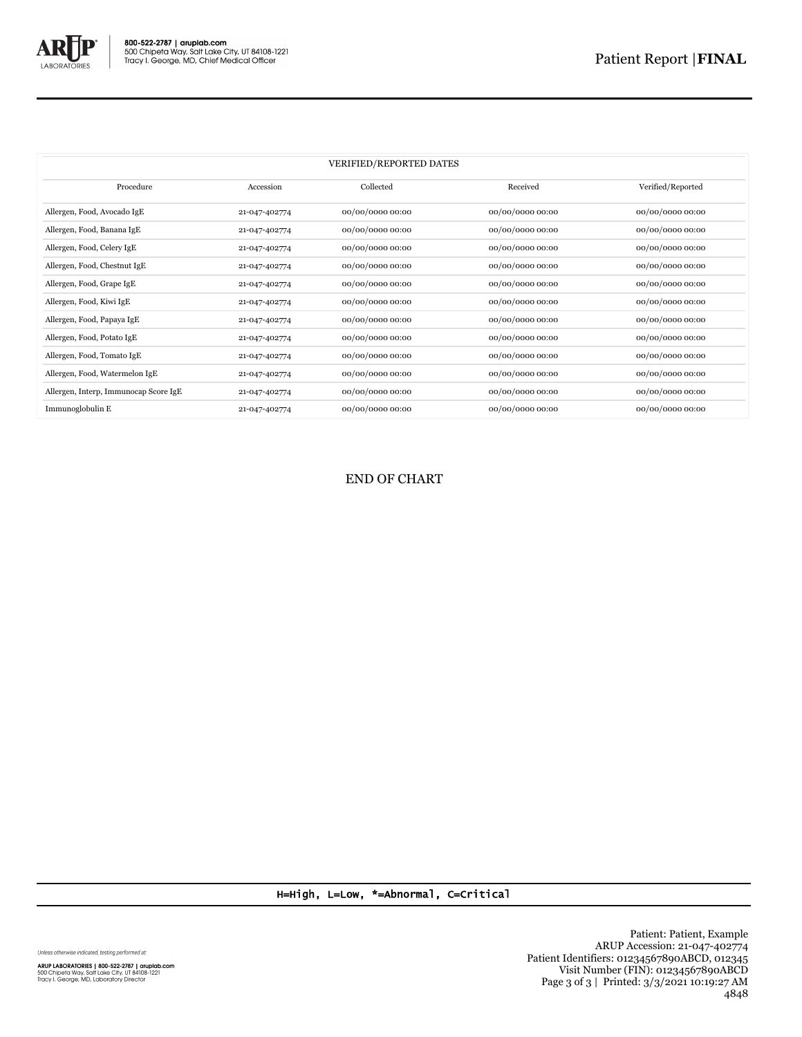| VERIFIED/REPORTED DATES | | | | |
|---|---|---|---|---|
| Procedure | Accession | Collected | Received | Verified/Reported |
| Allergen, Food, Avocado IgE | 21-047-402774 | 00/00/0000 00:00 | 00/00/0000 00:00 | 00/00/0000 00:00 |
| Allergen, Food, Banana IgE | 21-047-402774 | 00/00/0000 00:00 | 00/00/0000 00:00 | 00/00/0000 00:00 |
| Allergen, Food, Celery IgE | 21-047-402774 | 00/00/0000 00:00 | 00/00/0000 00:00 | 00/00/0000 00:00 |
| Allergen, Food, Chestnut IgE | 21-047-402774 | 00/00/0000 00:00 | 00/00/0000 00:00 | 00/00/0000 00:00 |
| Allergen, Food, Grape IgE | 21-047-402774 | 00/00/0000 00:00 | 00/00/0000 00:00 | 00/00/0000 00:00 |
| Allergen, Food, Kiwi IgE | 21-047-402774 | 00/00/0000 00:00 | 00/00/0000 00:00 | 00/00/0000 00:00 |
| Allergen, Food, Papaya IgE | 21-047-402774 | 00/00/0000 00:00 | 00/00/0000 00:00 | 00/00/0000 00:00 |
| Allergen, Food, Potato IgE | 21-047-402774 | 00/00/0000 00:00 | 00/00/0000 00:00 | 00/00/0000 00:00 |
| Allergen, Food, Tomato IgE | 21-047-402774 | 00/00/0000 00:00 | 00/00/0000 00:00 | 00/00/0000 00:00 |
| Allergen, Food, Watermelon IgE | 21-047-402774 | 00/00/0000 00:00 | 00/00/0000 00:00 | 00/00/0000 00:00 |
| Allergen, Interp, Immunocap Score IgE | 21-047-402774 | 00/00/0000 00:00 | 00/00/0000 00:00 | 00/00/0000 00:00 |
| Immunoglobulin E | 21-047-402774 | 00/00/0000 00:00 | 00/00/0000 00:00 | 00/00/0000 00:00 |

END OF CHART

H=High, L=Low, *=Abnormal, C=Critical

Unless otherwise indicated, testing performed at:

ARUP LABORATORIES | 800-522-2787 | aruplab.com
500 Chipeta Way, Salt Lake City, UT 84108-1221
Tracy I. George, MD, Laboratory Director

Patient: Patient, Example
ARUP Accession: 21-047-402774
Patient Identifiers: 01234567890ABCD, 012345
Visit Number (FIN): 01234567890ABCD
Printed: 3/3/2021 10:19:27 AM
4848